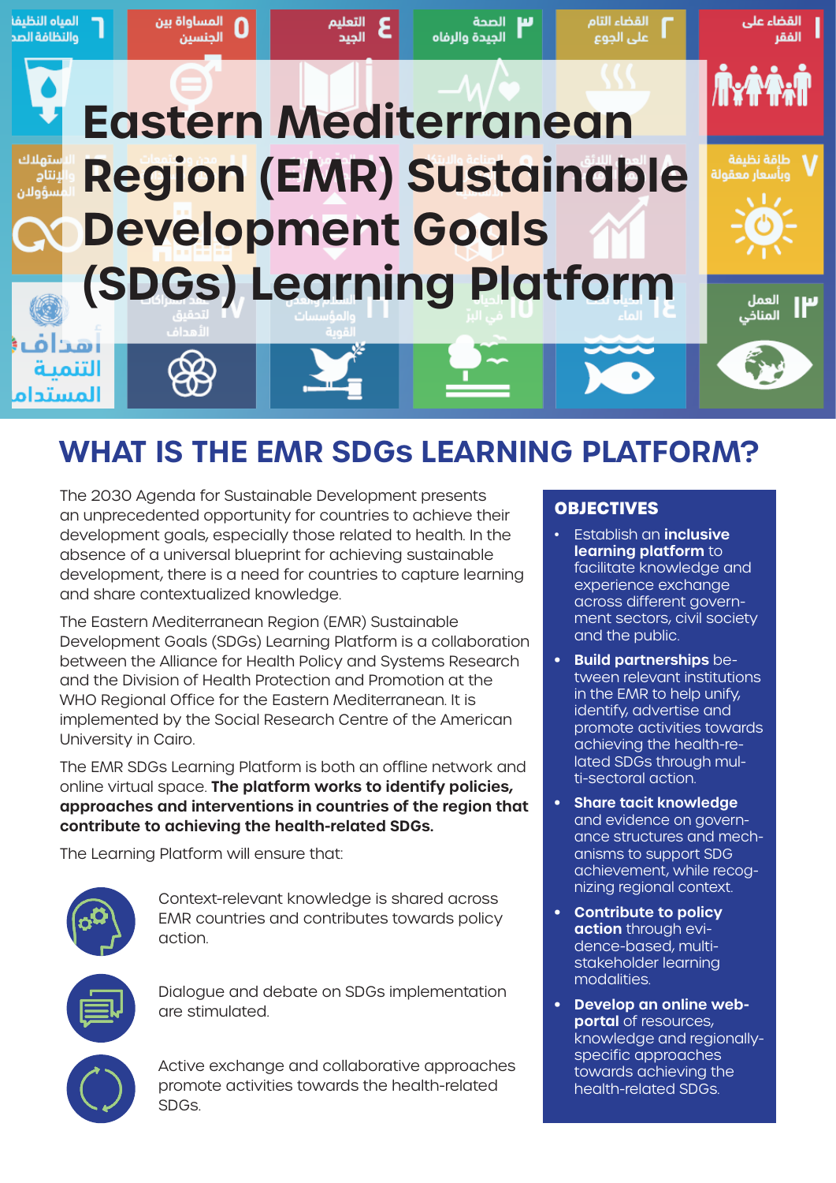# Eastern Mediterranean Region (EMR) Sustainable Development Goals (SDGs) Learning Platform

## WHAT IS THE EMR SDGs LEARNING PLATFORM?

The 2030 Agenda for Sustainable Development presents an unprecedented opportunity for countries to achieve their development goals, especially those related to health. In the absence of a universal blueprint for achieving sustainable development, there is a need for countries to capture learning and share contextualized knowledge.

The Eastern Mediterranean Region (EMR) Sustainable Development Goals (SDGs) Learning Platform is a collaboration between the Alliance for Health Policy and Systems Research and the Division of Health Protection and Promotion at the WHO Regional Office for the Eastern Mediterranean. It is implemented by the Social Research Centre of the American University in Cairo.

The EMR SDGs Learning Platform is both an offline network and online virtual space. **The platform works to identify policies, approaches and interventions in countries of the region that contribute to achieving the health-related SDGs.**

The Learning Platform will ensure that:

- Context-relevant knowledge is shared across EMR countries and contributes towards policy action.
- Dialogue and debate on SDGs implementation are stimulated.
- Active exchange and collaborative approaches promote activities towards the health-related SDGs.

### OBJECTIVES

- Establish an **inclusive learning platform** to facilitate knowledge and experience exchange across different government sectors, civil society and the public.
- **Build partnerships** between relevant institutions in the EMR to help unify, identify, advertise and promote activities towards achieving the health-related SDGs through multi-sectoral action.
- **Share tacit knowledge** and evidence on governance structures and mechanisms to support SDG achievement, while recognizing regional context.
- **Contribute to policy action** through evidence-based, multi-stakeholder learning modalities.
- **Develop an online webportal** of resources, knowledge and regionally-specific approaches towards achieving the health-related SDGs.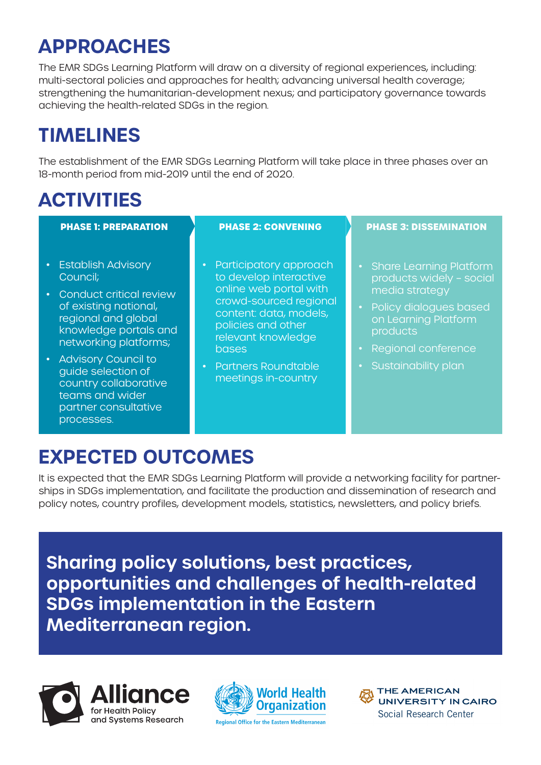# APPROACHES

The EMR SDGs Learning Platform will draw on a diversity of regional experiences, including: multi-sectoral policies and approaches for health; advancing universal health coverage; strengthening the humanitarian-development nexus; and participatory governance towards achieving the health-related SDGs in the region.

# TIMELINES

The establishment of the EMR SDGs Learning Platform will take place in three phases over an 18-month period from mid-2019 until the end of 2020.

# ACTIVITIES

**PHASE 1: PREPARATION**

- Establish Advisory Council;
- Conduct critical review of existing national, regional and global knowledge portals and networking platforms;
- Advisory Council to guide selection of country collaborative teams and wider partner consultative processes.

**PHASE 2: CONVENING**

- Participatory approach to develop interactive online web portal with crowd-sourced regional content: data, models, policies and other relevant knowledge bases
- Partners Roundtable meetings in-country

**PHASE 3: DISSEMINATION**

- Share Learning Platform products widely – social media strategy
- Policy dialogues based on Learning Platform products
- Regional conference
- Sustainability plan

# EXPECTED OUTCOMES

It is expected that the EMR SDGs Learning Platform will provide a networking facility for partnerships in SDGs implementation, and facilitate the production and dissemination of research and policy notes, country profiles, development models, statistics, newsletters, and policy briefs.

**Sharing policy solutions, best practices, opportunities and challenges of health-related SDGs implementation in the Eastern Mediterranean region.**

Alliance for Health Policy and Systems Research

World Health Organization
Regional Office for the Eastern Mediterranean

THE AMERICAN UNIVERSITY IN CAIRO
Social Research Center